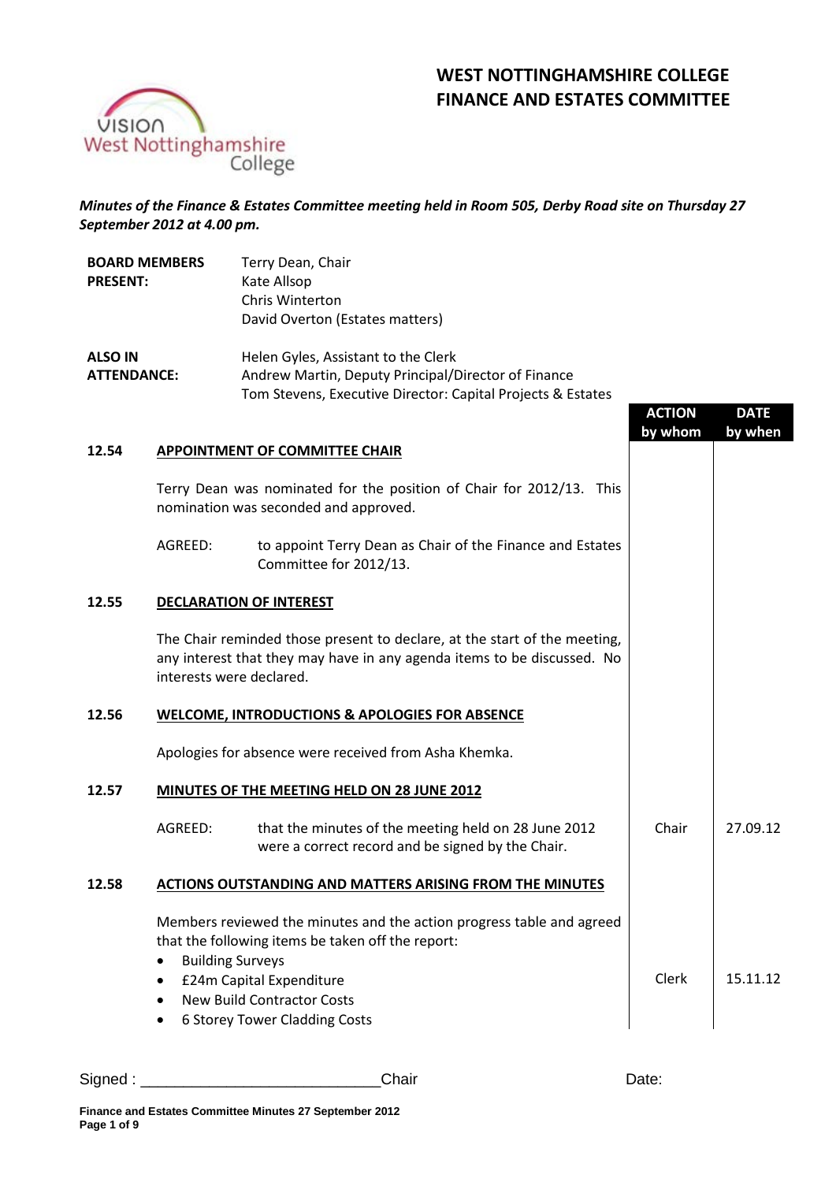# WEST NOTTINGHAMSHIRE COLLEGE
# FINANCE AND ESTATES COMMITTEE

***Minutes of the Finance & Estates Committee meeting held in Room 505, Derby Road site on Thursday 27 September 2012 at 4.00 pm.***

| | |
|---|---|
| **BOARD MEMBERS PRESENT:** | Terry Dean, Chair<br>Kate Allsop<br>Chris Winterton<br>David Overton (Estates matters) |
| **ALSO IN ATTENDANCE:** | Helen Gyles, Assistant to the Clerk<br>Andrew Martin, Deputy Principal/Director of Finance<br>Tom Stevens, Executive Director: Capital Projects & Estates |

| | | ACTION by whom | DATE by when |
|---|---|---|---|
| **12.54** | **APPOINTMENT OF COMMITTEE CHAIR** | | |
| | Terry Dean was nominated for the position of Chair for 2012/13. This nomination was seconded and approved. | | |
| | AGREED: to appoint Terry Dean as Chair of the Finance and Estates Committee for 2012/13. | | |
| **12.55** | **DECLARATION OF INTEREST** | | |
| | The Chair reminded those present to declare, at the start of the meeting, any interest that they may have in any agenda items to be discussed. No interests were declared. | | |
| **12.56** | **WELCOME, INTRODUCTIONS & APOLOGIES FOR ABSENCE** | | |
| | Apologies for absence were received from Asha Khemka. | | |
| **12.57** | **MINUTES OF THE MEETING HELD ON 28 JUNE 2012** | | |
| | AGREED: that the minutes of the meeting held on 28 June 2012 were a correct record and be signed by the Chair. | Chair | 27.09.12 |
| **12.58** | **ACTIONS OUTSTANDING AND MATTERS ARISING FROM THE MINUTES** | | |
| | Members reviewed the minutes and the action progress table and agreed that the following items be taken off the report:<br>• Building Surveys<br>• £24m Capital Expenditure<br>• New Build Contractor Costs<br>• 6 Storey Tower Cladding Costs | Clerk | 15.11.12 |

Signed : ___________________________Chair                                   Date: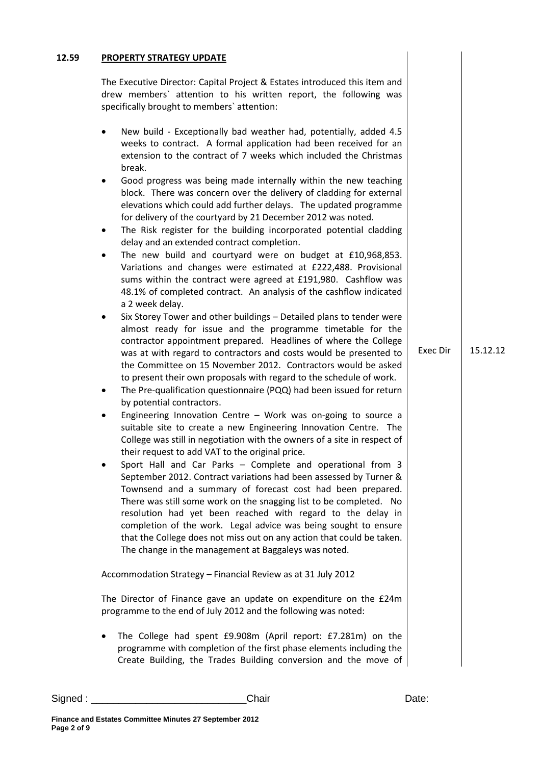**12.59 PROPERTY STRATEGY UPDATE**

The Executive Director: Capital Project & Estates introduced this item and drew members` attention to his written report, the following was specifically brought to members` attention:

- New build - Exceptionally bad weather had, potentially, added 4.5 weeks to contract. A formal application had been received for an extension to the contract of 7 weeks which included the Christmas break.
- Good progress was being made internally within the new teaching block. There was concern over the delivery of cladding for external elevations which could add further delays. The updated programme for delivery of the courtyard by 21 December 2012 was noted.
- The Risk register for the building incorporated potential cladding delay and an extended contract completion.
- The new build and courtyard were on budget at £10,968,853. Variations and changes were estimated at £222,488. Provisional sums within the contract were agreed at £191,980. Cashflow was 48.1% of completed contract. An analysis of the cashflow indicated a 2 week delay.
- Six Storey Tower and other buildings – Detailed plans to tender were almost ready for issue and the programme timetable for the contractor appointment prepared. Headlines of where the College was at with regard to contractors and costs would be presented to the Committee on 15 November 2012. Contractors would be asked to present their own proposals with regard to the schedule of work. **Exec Dir — 15.12.12**
- The Pre-qualification questionnaire (PQQ) had been issued for return by potential contractors.
- Engineering Innovation Centre – Work was on-going to source a suitable site to create a new Engineering Innovation Centre. The College was still in negotiation with the owners of a site in respect of their request to add VAT to the original price.
- Sport Hall and Car Parks – Complete and operational from 3 September 2012. Contract variations had been assessed by Turner & Townsend and a summary of forecast cost had been prepared. There was still some work on the snagging list to be completed. No resolution had yet been reached with regard to the delay in completion of the work. Legal advice was being sought to ensure that the College does not miss out on any action that could be taken. The change in the management at Baggaleys was noted.

Accommodation Strategy – Financial Review as at 31 July 2012

The Director of Finance gave an update on expenditure on the £24m programme to the end of July 2012 and the following was noted:

- The College had spent £9.908m (April report: £7.281m) on the programme with completion of the first phase elements including the Create Building, the Trades Building conversion and the move of

Signed : ____________________________Chair Date: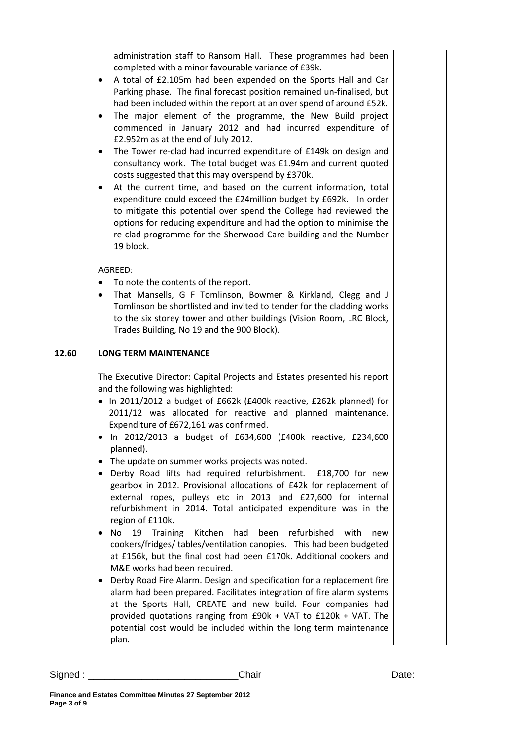administration staff to Ransom Hall. These programmes had been completed with a minor favourable variance of £39k.

- A total of £2.105m had been expended on the Sports Hall and Car Parking phase. The final forecast position remained un-finalised, but had been included within the report at an over spend of around £52k.
- The major element of the programme, the New Build project commenced in January 2012 and had incurred expenditure of £2.952m as at the end of July 2012.
- The Tower re-clad had incurred expenditure of £149k on design and consultancy work. The total budget was £1.94m and current quoted costs suggested that this may overspend by £370k.
- At the current time, and based on the current information, total expenditure could exceed the £24million budget by £692k. In order to mitigate this potential over spend the College had reviewed the options for reducing expenditure and had the option to minimise the re-clad programme for the Sherwood Care building and the Number 19 block.

AGREED:

- To note the contents of the report.
- That Mansells, G F Tomlinson, Bowmer & Kirkland, Clegg and J Tomlinson be shortlisted and invited to tender for the cladding works to the six storey tower and other buildings (Vision Room, LRC Block, Trades Building, No 19 and the 900 Block).

**12.60 LONG TERM MAINTENANCE**

The Executive Director: Capital Projects and Estates presented his report and the following was highlighted:

- In 2011/2012 a budget of £662k (£400k reactive, £262k planned) for 2011/12 was allocated for reactive and planned maintenance. Expenditure of £672,161 was confirmed.
- In 2012/2013 a budget of £634,600 (£400k reactive, £234,600 planned).
- The update on summer works projects was noted.
- Derby Road lifts had required refurbishment. £18,700 for new gearbox in 2012. Provisional allocations of £42k for replacement of external ropes, pulleys etc in 2013 and £27,600 for internal refurbishment in 2014. Total anticipated expenditure was in the region of £110k.
- No 19 Training Kitchen had been refurbished with new cookers/fridges/ tables/ventilation canopies. This had been budgeted at £156k, but the final cost had been £170k. Additional cookers and M&E works had been required.
- Derby Road Fire Alarm. Design and specification for a replacement fire alarm had been prepared. Facilitates integration of fire alarm systems at the Sports Hall, CREATE and new build. Four companies had provided quotations ranging from £90k + VAT to £120k + VAT. The potential cost would be included within the long term maintenance plan.

Signed : ___________________________Chair Date: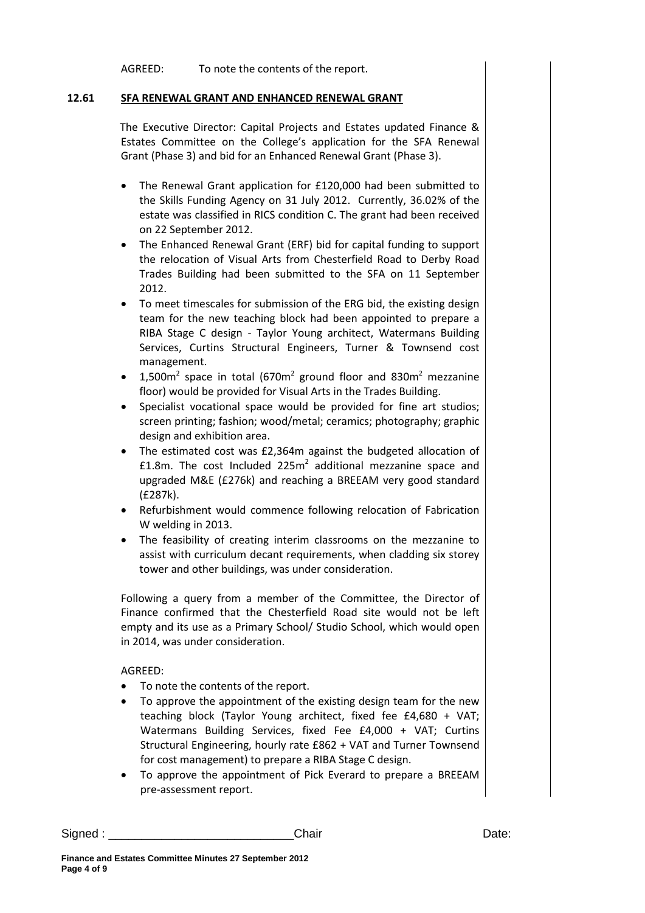AGREED: To note the contents of the report.

## 12.61 SFA RENEWAL GRANT AND ENHANCED RENEWAL GRANT

The Executive Director: Capital Projects and Estates updated Finance & Estates Committee on the College's application for the SFA Renewal Grant (Phase 3) and bid for an Enhanced Renewal Grant (Phase 3).

- The Renewal Grant application for £120,000 had been submitted to the Skills Funding Agency on 31 July 2012. Currently, 36.02% of the estate was classified in RICS condition C. The grant had been received on 22 September 2012.
- The Enhanced Renewal Grant (ERF) bid for capital funding to support the relocation of Visual Arts from Chesterfield Road to Derby Road Trades Building had been submitted to the SFA on 11 September 2012.
- To meet timescales for submission of the ERG bid, the existing design team for the new teaching block had been appointed to prepare a RIBA Stage C design - Taylor Young architect, Watermans Building Services, Curtins Structural Engineers, Turner & Townsend cost management.
- 1,500m$^2$ space in total (670m$^2$ ground floor and 830m$^2$ mezzanine floor) would be provided for Visual Arts in the Trades Building.
- Specialist vocational space would be provided for fine art studios; screen printing; fashion; wood/metal; ceramics; photography; graphic design and exhibition area.
- The estimated cost was £2,364m against the budgeted allocation of £1.8m. The cost Included 225m$^2$ additional mezzanine space and upgraded M&E (£276k) and reaching a BREEAM very good standard (£287k).
- Refurbishment would commence following relocation of Fabrication W welding in 2013.
- The feasibility of creating interim classrooms on the mezzanine to assist with curriculum decant requirements, when cladding six storey tower and other buildings, was under consideration.

Following a query from a member of the Committee, the Director of Finance confirmed that the Chesterfield Road site would not be left empty and its use as a Primary School/ Studio School, which would open in 2014, was under consideration.

AGREED:

- To note the contents of the report.
- To approve the appointment of the existing design team for the new teaching block (Taylor Young architect, fixed fee £4,680 + VAT; Watermans Building Services, fixed Fee £4,000 + VAT; Curtins Structural Engineering, hourly rate £862 + VAT and Turner Townsend for cost management) to prepare a RIBA Stage C design.
- To approve the appointment of Pick Everard to prepare a BREEAM pre-assessment report.

Signed : ___________________________Chair Date: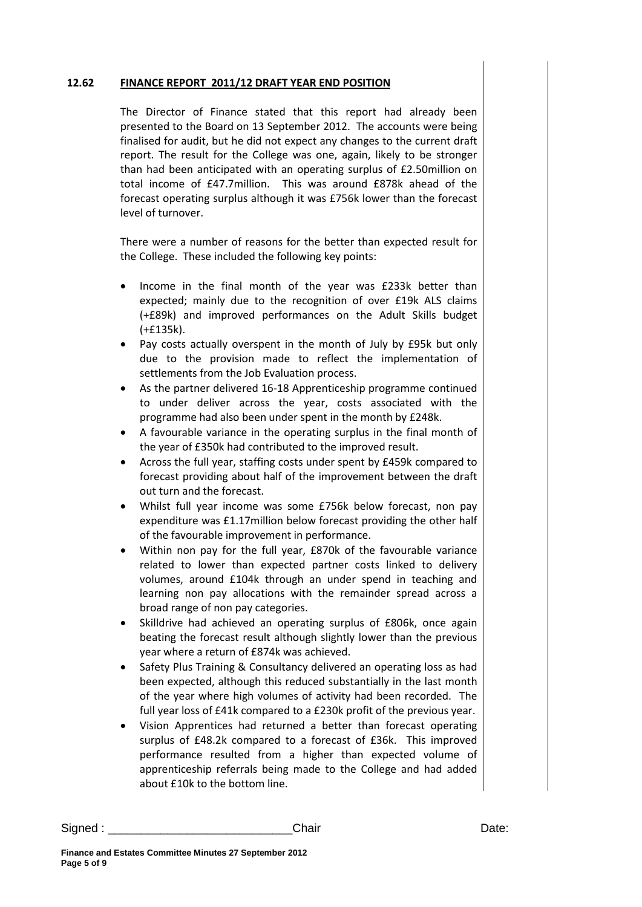## 12.62 FINANCE REPORT 2011/12 DRAFT YEAR END POSITION

The Director of Finance stated that this report had already been presented to the Board on 13 September 2012. The accounts were being finalised for audit, but he did not expect any changes to the current draft report. The result for the College was one, again, likely to be stronger than had been anticipated with an operating surplus of £2.50million on total income of £47.7million. This was around £878k ahead of the forecast operating surplus although it was £756k lower than the forecast level of turnover.

There were a number of reasons for the better than expected result for the College. These included the following key points:

- Income in the final month of the year was £233k better than expected; mainly due to the recognition of over £19k ALS claims (+£89k) and improved performances on the Adult Skills budget (+£135k).
- Pay costs actually overspent in the month of July by £95k but only due to the provision made to reflect the implementation of settlements from the Job Evaluation process.
- As the partner delivered 16-18 Apprenticeship programme continued to under deliver across the year, costs associated with the programme had also been under spent in the month by £248k.
- A favourable variance in the operating surplus in the final month of the year of £350k had contributed to the improved result.
- Across the full year, staffing costs under spent by £459k compared to forecast providing about half of the improvement between the draft out turn and the forecast.
- Whilst full year income was some £756k below forecast, non pay expenditure was £1.17million below forecast providing the other half of the favourable improvement in performance.
- Within non pay for the full year, £870k of the favourable variance related to lower than expected partner costs linked to delivery volumes, around £104k through an under spend in teaching and learning non pay allocations with the remainder spread across a broad range of non pay categories.
- Skilldrive had achieved an operating surplus of £806k, once again beating the forecast result although slightly lower than the previous year where a return of £874k was achieved.
- Safety Plus Training & Consultancy delivered an operating loss as had been expected, although this reduced substantially in the last month of the year where high volumes of activity had been recorded. The full year loss of £41k compared to a £230k profit of the previous year.
- Vision Apprentices had returned a better than forecast operating surplus of £48.2k compared to a forecast of £36k. This improved performance resulted from a higher than expected volume of apprenticeship referrals being made to the College and had added about £10k to the bottom line.

Signed : ___________________________Chair Date: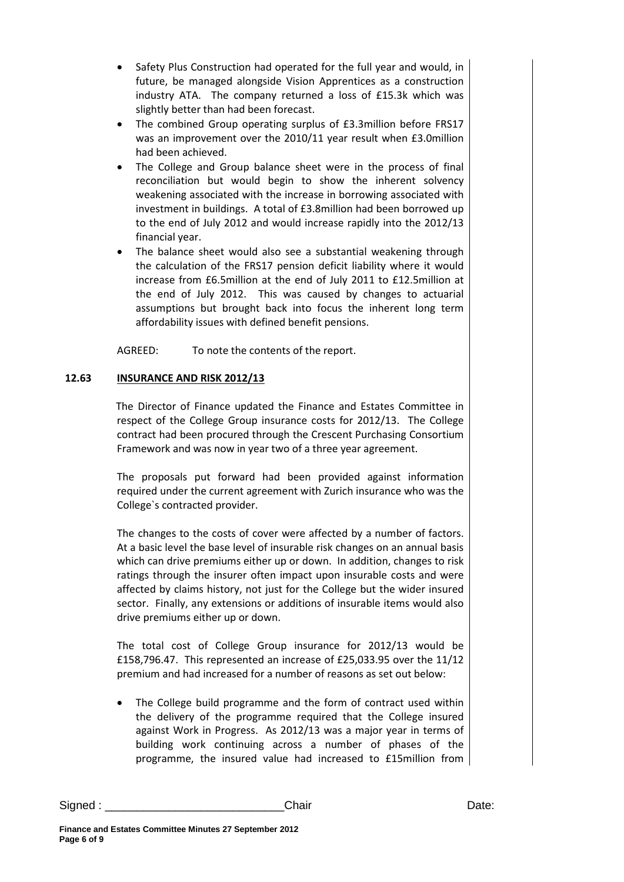- Safety Plus Construction had operated for the full year and would, in future, be managed alongside Vision Apprentices as a construction industry ATA. The company returned a loss of £15.3k which was slightly better than had been forecast.
- The combined Group operating surplus of £3.3million before FRS17 was an improvement over the 2010/11 year result when £3.0million had been achieved.
- The College and Group balance sheet were in the process of final reconciliation but would begin to show the inherent solvency weakening associated with the increase in borrowing associated with investment in buildings. A total of £3.8million had been borrowed up to the end of July 2012 and would increase rapidly into the 2012/13 financial year.
- The balance sheet would also see a substantial weakening through the calculation of the FRS17 pension deficit liability where it would increase from £6.5million at the end of July 2011 to £12.5million at the end of July 2012. This was caused by changes to actuarial assumptions but brought back into focus the inherent long term affordability issues with defined benefit pensions.

AGREED: To note the contents of the report.

**12.63 INSURANCE AND RISK 2012/13**

The Director of Finance updated the Finance and Estates Committee in respect of the College Group insurance costs for 2012/13. The College contract had been procured through the Crescent Purchasing Consortium Framework and was now in year two of a three year agreement.

The proposals put forward had been provided against information required under the current agreement with Zurich insurance who was the College`s contracted provider.

The changes to the costs of cover were affected by a number of factors. At a basic level the base level of insurable risk changes on an annual basis which can drive premiums either up or down. In addition, changes to risk ratings through the insurer often impact upon insurable costs and were affected by claims history, not just for the College but the wider insured sector. Finally, any extensions or additions of insurable items would also drive premiums either up or down.

The total cost of College Group insurance for 2012/13 would be £158,796.47. This represented an increase of £25,033.95 over the 11/12 premium and had increased for a number of reasons as set out below:

- The College build programme and the form of contract used within the delivery of the programme required that the College insured against Work in Progress. As 2012/13 was a major year in terms of building work continuing across a number of phases of the programme, the insured value had increased to £15million from

Signed : \_\_\_\_\_\_\_\_\_\_\_\_\_\_\_\_\_\_\_\_\_\_\_\_\_\_\_\_Chair Date:

**Finance and Estates Committee Minutes 27 September 2012**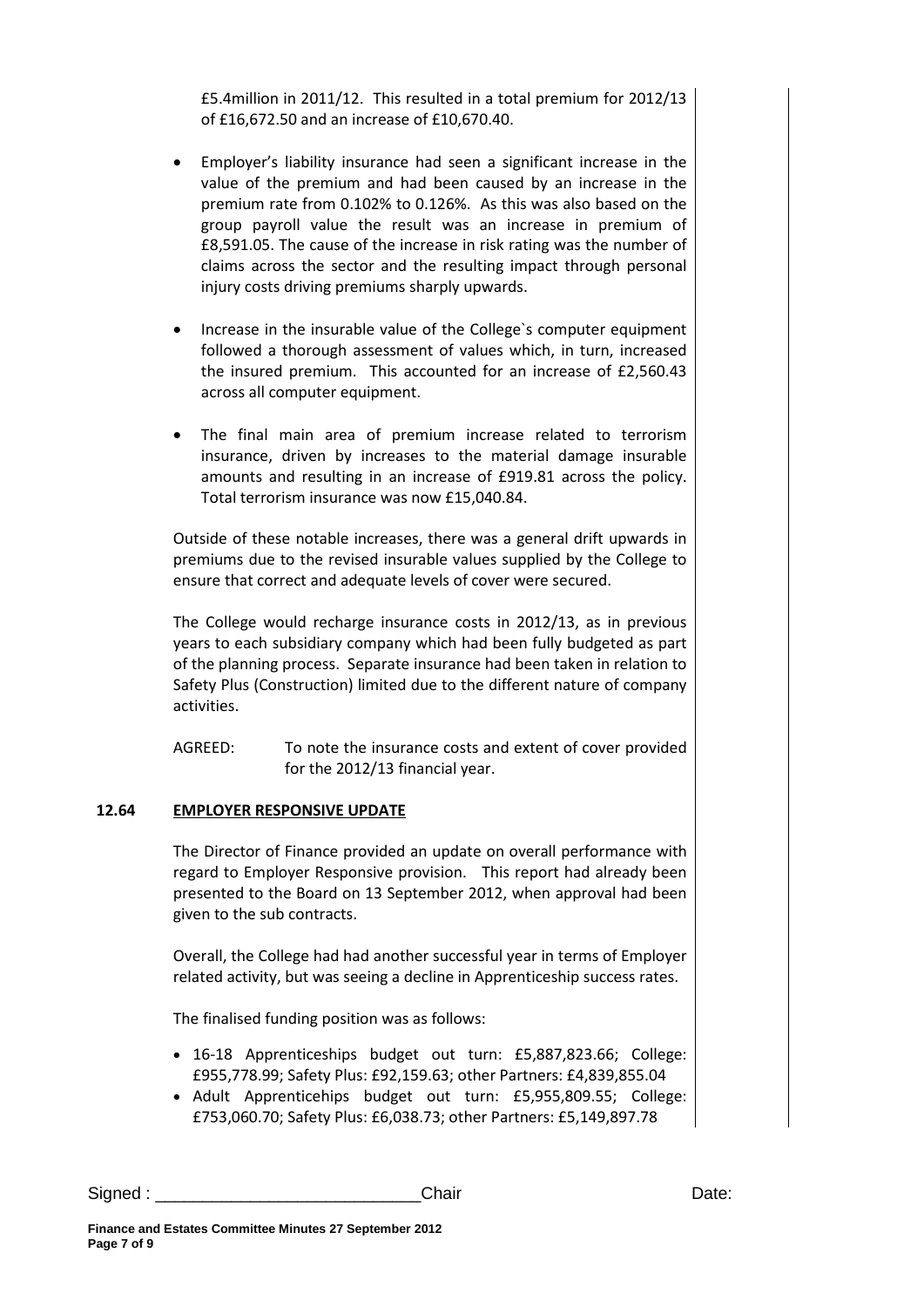£5.4million in 2011/12. This resulted in a total premium for 2012/13 of £16,672.50 and an increase of £10,670.40.

- Employer's liability insurance had seen a significant increase in the value of the premium and had been caused by an increase in the premium rate from 0.102% to 0.126%. As this was also based on the group payroll value the result was an increase in premium of £8,591.05. The cause of the increase in risk rating was the number of claims across the sector and the resulting impact through personal injury costs driving premiums sharply upwards.

- Increase in the insurable value of the College`s computer equipment followed a thorough assessment of values which, in turn, increased the insured premium. This accounted for an increase of £2,560.43 across all computer equipment.

- The final main area of premium increase related to terrorism insurance, driven by increases to the material damage insurable amounts and resulting in an increase of £919.81 across the policy. Total terrorism insurance was now £15,040.84.

Outside of these notable increases, there was a general drift upwards in premiums due to the revised insurable values supplied by the College to ensure that correct and adequate levels of cover were secured.

The College would recharge insurance costs in 2012/13, as in previous years to each subsidiary company which had been fully budgeted as part of the planning process. Separate insurance had been taken in relation to Safety Plus (Construction) limited due to the different nature of company activities.

AGREED: To note the insurance costs and extent of cover provided for the 2012/13 financial year.

**12.64 EMPLOYER RESPONSIVE UPDATE**

The Director of Finance provided an update on overall performance with regard to Employer Responsive provision. This report had already been presented to the Board on 13 September 2012, when approval had been given to the sub contracts.

Overall, the College had had another successful year in terms of Employer related activity, but was seeing a decline in Apprenticeship success rates.

The finalised funding position was as follows:

- 16-18 Apprenticeships budget out turn: £5,887,823.66; College: £955,778.99; Safety Plus: £92,159.63; other Partners: £4,839,855.04
- Adult Apprenticehips budget out turn: £5,955,809.55; College: £753,060.70; Safety Plus: £6,038.73; other Partners: £5,149,897.78

Signed : ___________________________Chair Date:

**Finance and Estates Committee Minutes 27 September 2012**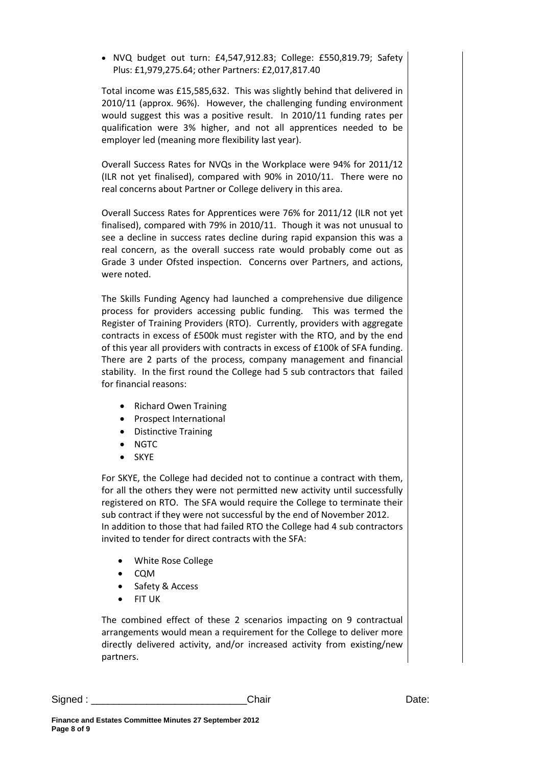- NVQ budget out turn: £4,547,912.83; College: £550,819.79; Safety Plus: £1,979,275.64; other Partners: £2,017,817.40

Total income was £15,585,632. This was slightly behind that delivered in 2010/11 (approx. 96%). However, the challenging funding environment would suggest this was a positive result. In 2010/11 funding rates per qualification were 3% higher, and not all apprentices needed to be employer led (meaning more flexibility last year).

Overall Success Rates for NVQs in the Workplace were 94% for 2011/12 (ILR not yet finalised), compared with 90% in 2010/11. There were no real concerns about Partner or College delivery in this area.

Overall Success Rates for Apprentices were 76% for 2011/12 (ILR not yet finalised), compared with 79% in 2010/11. Though it was not unusual to see a decline in success rates decline during rapid expansion this was a real concern, as the overall success rate would probably come out as Grade 3 under Ofsted inspection. Concerns over Partners, and actions, were noted.

The Skills Funding Agency had launched a comprehensive due diligence process for providers accessing public funding. This was termed the Register of Training Providers (RTO). Currently, providers with aggregate contracts in excess of £500k must register with the RTO, and by the end of this year all providers with contracts in excess of £100k of SFA funding. There are 2 parts of the process, company management and financial stability. In the first round the College had 5 sub contractors that failed for financial reasons:

- Richard Owen Training
- Prospect International
- Distinctive Training
- NGTC
- SKYE

For SKYE, the College had decided not to continue a contract with them, for all the others they were not permitted new activity until successfully registered on RTO. The SFA would require the College to terminate their sub contract if they were not successful by the end of November 2012.
In addition to those that had failed RTO the College had 4 sub contractors invited to tender for direct contracts with the SFA:

- White Rose College
- CQM
- Safety & Access
- FIT UK

The combined effect of these 2 scenarios impacting on 9 contractual arrangements would mean a requirement for the College to deliver more directly delivered activity, and/or increased activity from existing/new partners.

Signed : ____________________________Chair Date:

**Finance and Estates Committee Minutes 27 September 2012**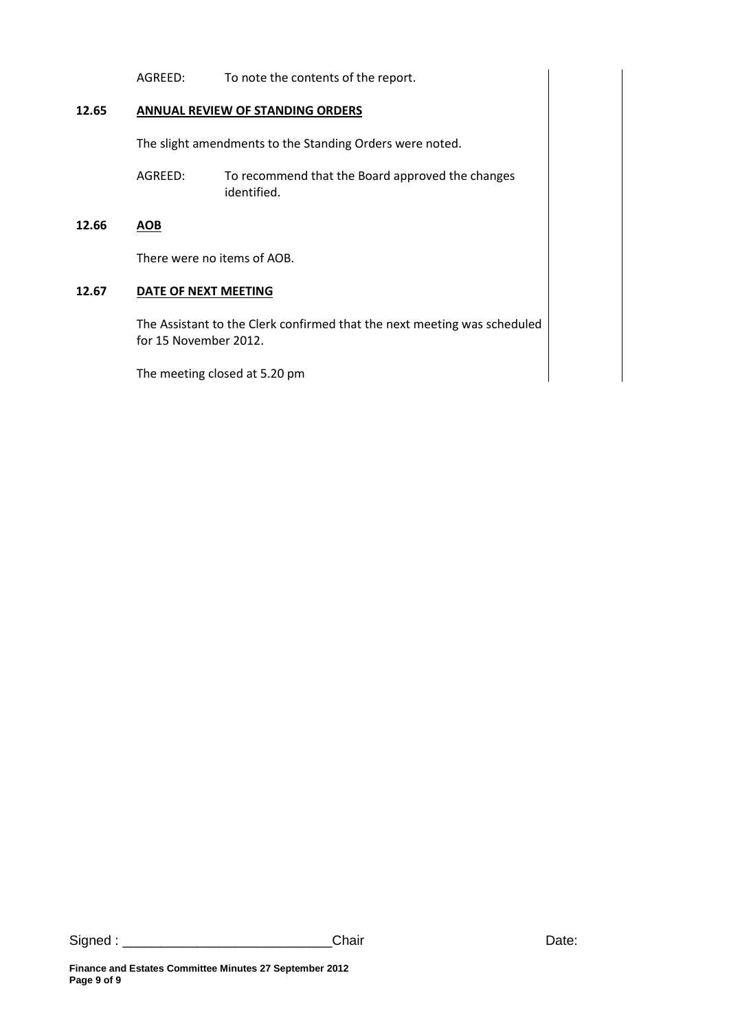AGREED: To note the contents of the report.

**12.65 ANNUAL REVIEW OF STANDING ORDERS**

The slight amendments to the Standing Orders were noted.

AGREED: To recommend that the Board approved the changes identified.

**12.66 AOB**

There were no items of AOB.

**12.67 DATE OF NEXT MEETING**

The Assistant to the Clerk confirmed that the next meeting was scheduled for 15 November 2012.

The meeting closed at 5.20 pm

Signed : ___________________________Chair Date: